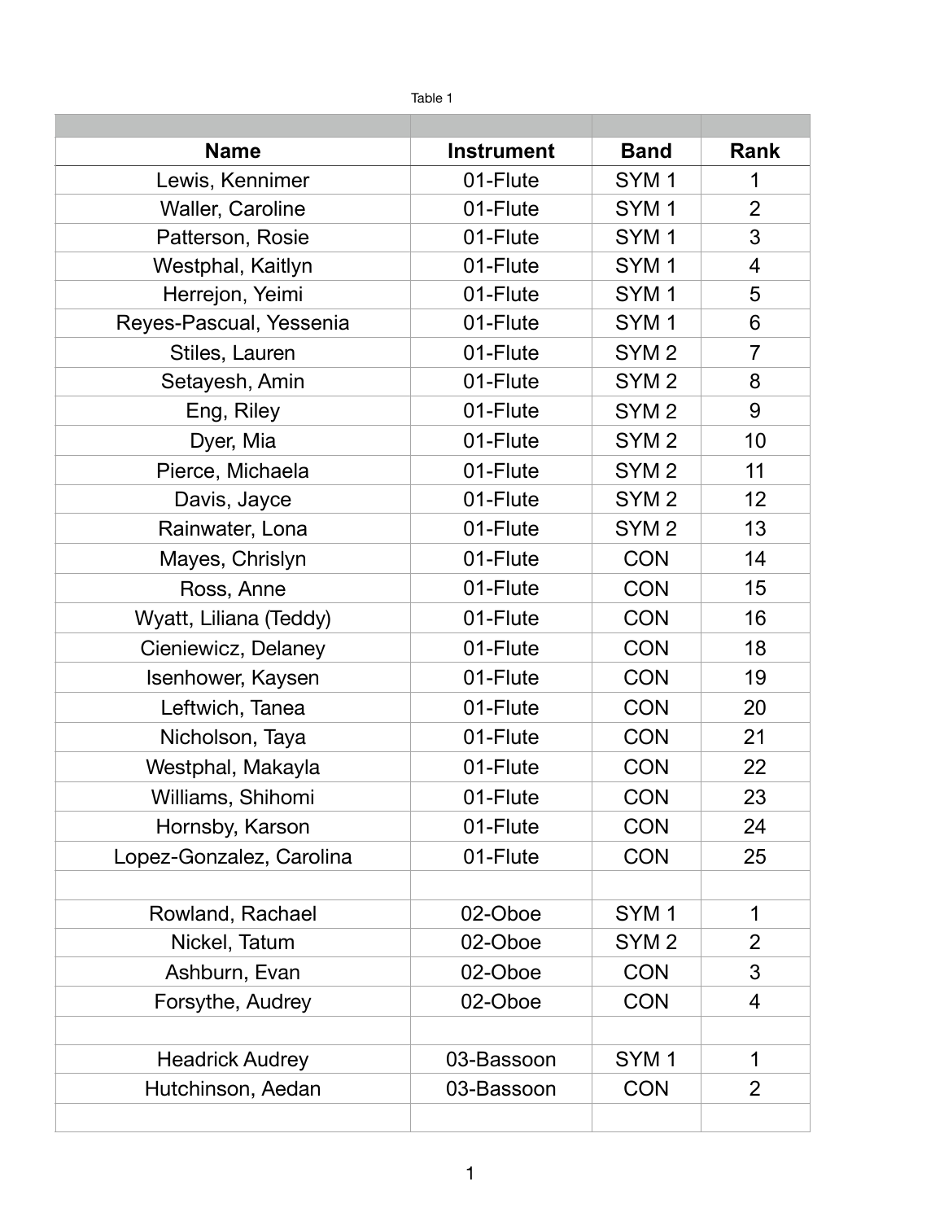Table 1

| | | | |
|---|---|---|---|
| **Name** | **Instrument** | **Band** | **Rank** |
| Lewis, Kennimer | 01-Flute | SYM 1 | 1 |
| Waller, Caroline | 01-Flute | SYM 1 | 2 |
| Patterson, Rosie | 01-Flute | SYM 1 | 3 |
| Westphal, Kaitlyn | 01-Flute | SYM 1 | 4 |
| Herrejon, Yeimi | 01-Flute | SYM 1 | 5 |
| Reyes-Pascual, Yessenia | 01-Flute | SYM 1 | 6 |
| Stiles, Lauren | 01-Flute | SYM 2 | 7 |
| Setayesh, Amin | 01-Flute | SYM 2 | 8 |
| Eng, Riley | 01-Flute | SYM 2 | 9 |
| Dyer, Mia | 01-Flute | SYM 2 | 10 |
| Pierce, Michaela | 01-Flute | SYM 2 | 11 |
| Davis, Jayce | 01-Flute | SYM 2 | 12 |
| Rainwater, Lona | 01-Flute | SYM 2 | 13 |
| Mayes, Chrislyn | 01-Flute | CON | 14 |
| Ross, Anne | 01-Flute | CON | 15 |
| Wyatt, Liliana (Teddy) | 01-Flute | CON | 16 |
| Cieniewicz, Delaney | 01-Flute | CON | 18 |
| Isenhower, Kaysen | 01-Flute | CON | 19 |
| Leftwich, Tanea | 01-Flute | CON | 20 |
| Nicholson, Taya | 01-Flute | CON | 21 |
| Westphal, Makayla | 01-Flute | CON | 22 |
| Williams, Shihomi | 01-Flute | CON | 23 |
| Hornsby, Karson | 01-Flute | CON | 24 |
| Lopez-Gonzalez, Carolina | 01-Flute | CON | 25 |
| | | | |
| Rowland, Rachael | 02-Oboe | SYM 1 | 1 |
| Nickel, Tatum | 02-Oboe | SYM 2 | 2 |
| Ashburn, Evan | 02-Oboe | CON | 3 |
| Forsythe, Audrey | 02-Oboe | CON | 4 |
| | | | |
| Headrick Audrey | 03-Bassoon | SYM 1 | 1 |
| Hutchinson, Aedan | 03-Bassoon | CON | 2 |
| | | | |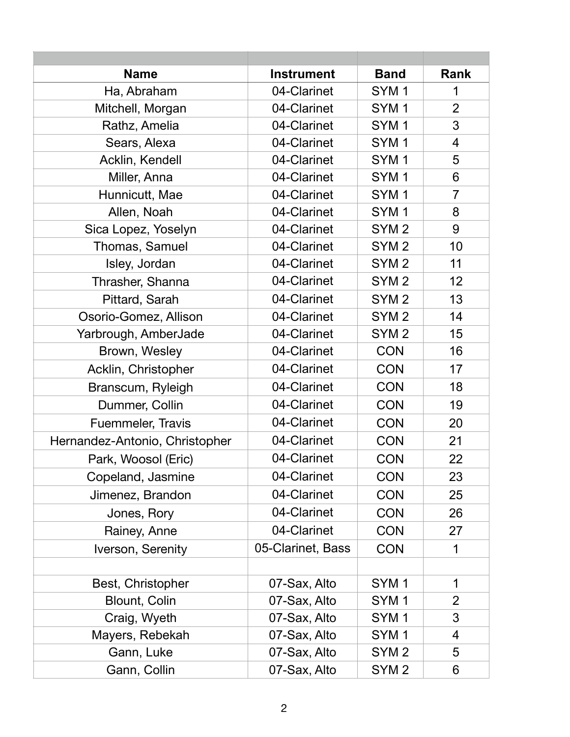| Name | Instrument | Band | Rank |
|---|---|---|---|
| Ha, Abraham | 04-Clarinet | SYM 1 | 1 |
| Mitchell, Morgan | 04-Clarinet | SYM 1 | 2 |
| Rathz, Amelia | 04-Clarinet | SYM 1 | 3 |
| Sears, Alexa | 04-Clarinet | SYM 1 | 4 |
| Acklin, Kendell | 04-Clarinet | SYM 1 | 5 |
| Miller, Anna | 04-Clarinet | SYM 1 | 6 |
| Hunnicutt, Mae | 04-Clarinet | SYM 1 | 7 |
| Allen, Noah | 04-Clarinet | SYM 1 | 8 |
| Sica Lopez, Yoselyn | 04-Clarinet | SYM 2 | 9 |
| Thomas, Samuel | 04-Clarinet | SYM 2 | 10 |
| Isley, Jordan | 04-Clarinet | SYM 2 | 11 |
| Thrasher, Shanna | 04-Clarinet | SYM 2 | 12 |
| Pittard, Sarah | 04-Clarinet | SYM 2 | 13 |
| Osorio-Gomez, Allison | 04-Clarinet | SYM 2 | 14 |
| Yarbrough, AmberJade | 04-Clarinet | SYM 2 | 15 |
| Brown, Wesley | 04-Clarinet | CON | 16 |
| Acklin, Christopher | 04-Clarinet | CON | 17 |
| Branscum, Ryleigh | 04-Clarinet | CON | 18 |
| Dummer, Collin | 04-Clarinet | CON | 19 |
| Fuemmeler, Travis | 04-Clarinet | CON | 20 |
| Hernandez-Antonio, Christopher | 04-Clarinet | CON | 21 |
| Park, Woosol (Eric) | 04-Clarinet | CON | 22 |
| Copeland, Jasmine | 04-Clarinet | CON | 23 |
| Jimenez, Brandon | 04-Clarinet | CON | 25 |
| Jones, Rory | 04-Clarinet | CON | 26 |
| Rainey, Anne | 04-Clarinet | CON | 27 |
| Iverson, Serenity | 05-Clarinet, Bass | CON | 1 |
| | | | |
| Best, Christopher | 07-Sax, Alto | SYM 1 | 1 |
| Blount, Colin | 07-Sax, Alto | SYM 1 | 2 |
| Craig, Wyeth | 07-Sax, Alto | SYM 1 | 3 |
| Mayers, Rebekah | 07-Sax, Alto | SYM 1 | 4 |
| Gann, Luke | 07-Sax, Alto | SYM 2 | 5 |
| Gann, Collin | 07-Sax, Alto | SYM 2 | 6 |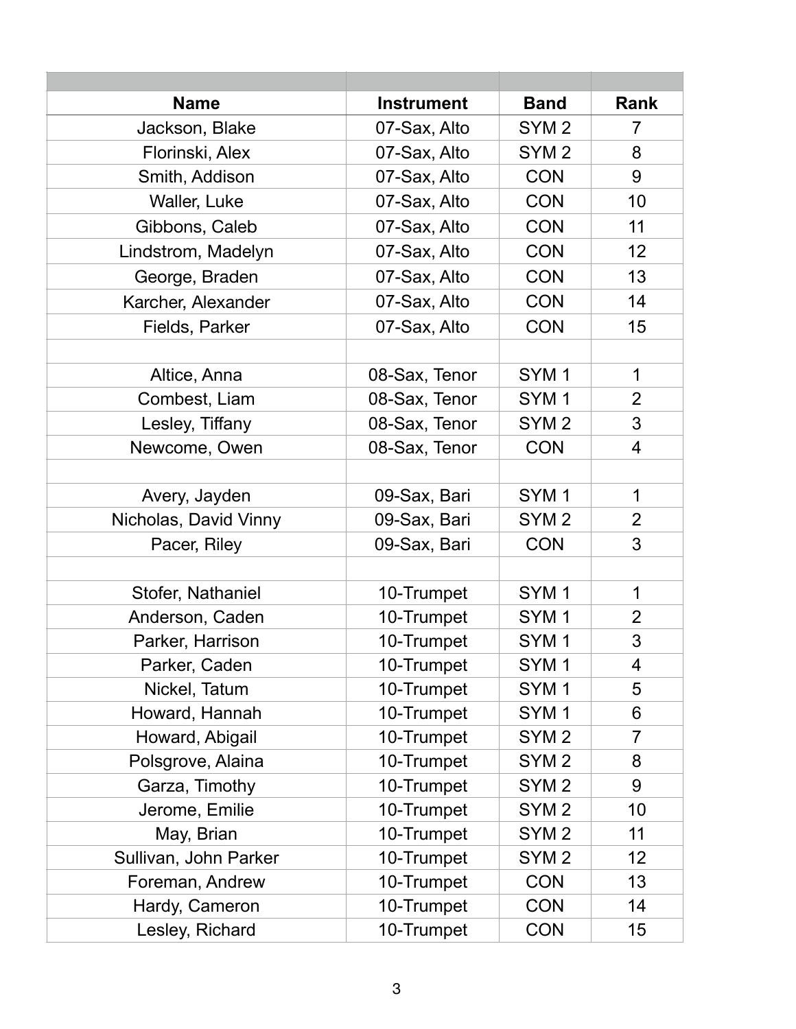| | | | |
|---|---|---|---|
| **Name** | **Instrument** | **Band** | **Rank** |
| Jackson, Blake | 07-Sax, Alto | SYM 2 | 7 |
| Florinski, Alex | 07-Sax, Alto | SYM 2 | 8 |
| Smith, Addison | 07-Sax, Alto | CON | 9 |
| Waller, Luke | 07-Sax, Alto | CON | 10 |
| Gibbons, Caleb | 07-Sax, Alto | CON | 11 |
| Lindstrom, Madelyn | 07-Sax, Alto | CON | 12 |
| George, Braden | 07-Sax, Alto | CON | 13 |
| Karcher, Alexander | 07-Sax, Alto | CON | 14 |
| Fields, Parker | 07-Sax, Alto | CON | 15 |
| | | | |
| Altice, Anna | 08-Sax, Tenor | SYM 1 | 1 |
| Combest, Liam | 08-Sax, Tenor | SYM 1 | 2 |
| Lesley, Tiffany | 08-Sax, Tenor | SYM 2 | 3 |
| Newcome, Owen | 08-Sax, Tenor | CON | 4 |
| | | | |
| Avery, Jayden | 09-Sax, Bari | SYM 1 | 1 |
| Nicholas, David Vinny | 09-Sax, Bari | SYM 2 | 2 |
| Pacer, Riley | 09-Sax, Bari | CON | 3 |
| | | | |
| Stofer, Nathaniel | 10-Trumpet | SYM 1 | 1 |
| Anderson, Caden | 10-Trumpet | SYM 1 | 2 |
| Parker, Harrison | 10-Trumpet | SYM 1 | 3 |
| Parker, Caden | 10-Trumpet | SYM 1 | 4 |
| Nickel, Tatum | 10-Trumpet | SYM 1 | 5 |
| Howard, Hannah | 10-Trumpet | SYM 1 | 6 |
| Howard, Abigail | 10-Trumpet | SYM 2 | 7 |
| Polsgrove, Alaina | 10-Trumpet | SYM 2 | 8 |
| Garza, Timothy | 10-Trumpet | SYM 2 | 9 |
| Jerome, Emilie | 10-Trumpet | SYM 2 | 10 |
| May, Brian | 10-Trumpet | SYM 2 | 11 |
| Sullivan, John Parker | 10-Trumpet | SYM 2 | 12 |
| Foreman, Andrew | 10-Trumpet | CON | 13 |
| Hardy, Cameron | 10-Trumpet | CON | 14 |
| Lesley, Richard | 10-Trumpet | CON | 15 |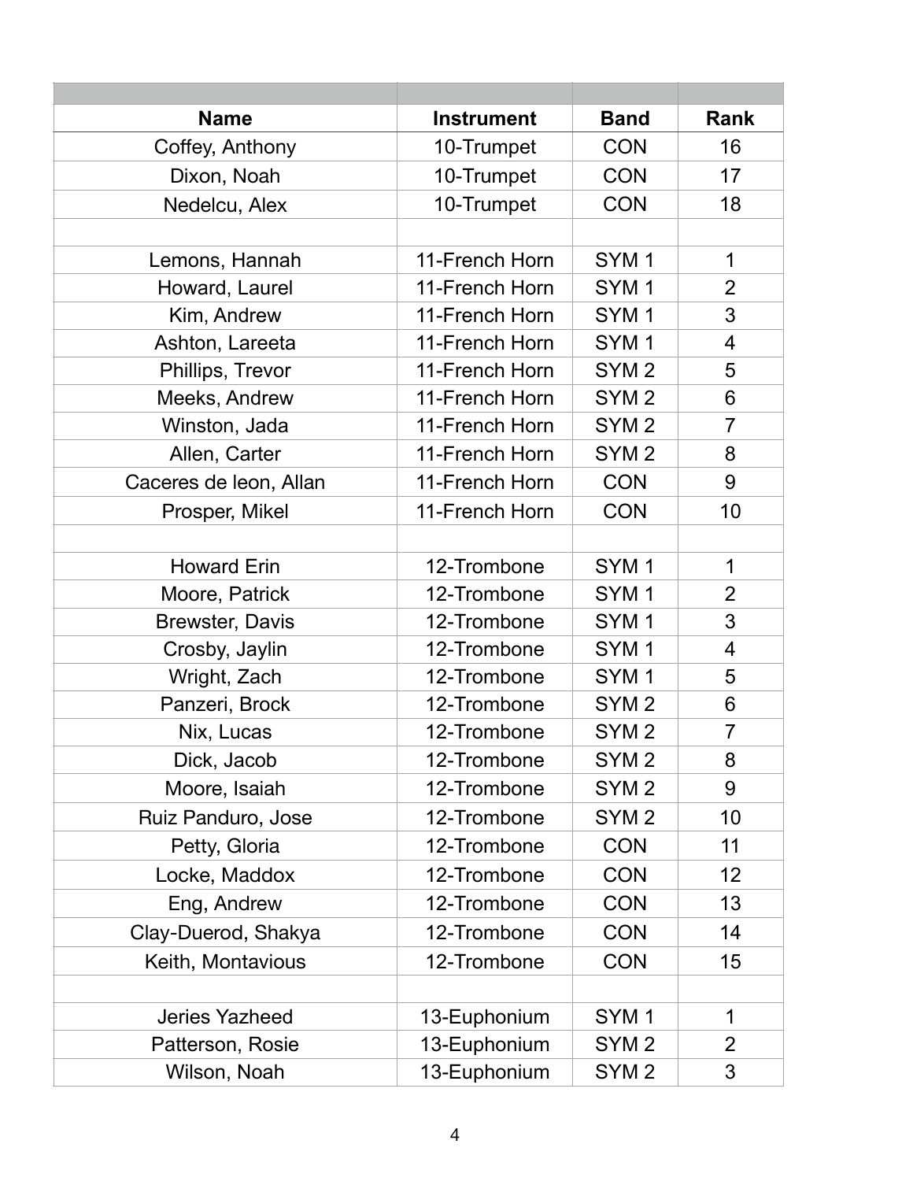| Name | Instrument | Band | Rank |
|---|---|---|---|
| Coffey, Anthony | 10-Trumpet | CON | 16 |
| Dixon, Noah | 10-Trumpet | CON | 17 |
| Nedelcu, Alex | 10-Trumpet | CON | 18 |
| | | | |
| Lemons, Hannah | 11-French Horn | SYM 1 | 1 |
| Howard, Laurel | 11-French Horn | SYM 1 | 2 |
| Kim, Andrew | 11-French Horn | SYM 1 | 3 |
| Ashton, Lareeta | 11-French Horn | SYM 1 | 4 |
| Phillips, Trevor | 11-French Horn | SYM 2 | 5 |
| Meeks, Andrew | 11-French Horn | SYM 2 | 6 |
| Winston, Jada | 11-French Horn | SYM 2 | 7 |
| Allen, Carter | 11-French Horn | SYM 2 | 8 |
| Caceres de leon, Allan | 11-French Horn | CON | 9 |
| Prosper, Mikel | 11-French Horn | CON | 10 |
| | | | |
| Howard Erin | 12-Trombone | SYM 1 | 1 |
| Moore, Patrick | 12-Trombone | SYM 1 | 2 |
| Brewster, Davis | 12-Trombone | SYM 1 | 3 |
| Crosby, Jaylin | 12-Trombone | SYM 1 | 4 |
| Wright, Zach | 12-Trombone | SYM 1 | 5 |
| Panzeri, Brock | 12-Trombone | SYM 2 | 6 |
| Nix, Lucas | 12-Trombone | SYM 2 | 7 |
| Dick, Jacob | 12-Trombone | SYM 2 | 8 |
| Moore, Isaiah | 12-Trombone | SYM 2 | 9 |
| Ruiz Panduro, Jose | 12-Trombone | SYM 2 | 10 |
| Petty, Gloria | 12-Trombone | CON | 11 |
| Locke, Maddox | 12-Trombone | CON | 12 |
| Eng, Andrew | 12-Trombone | CON | 13 |
| Clay-Duerod, Shakya | 12-Trombone | CON | 14 |
| Keith, Montavious | 12-Trombone | CON | 15 |
| | | | |
| Jeries Yazheed | 13-Euphonium | SYM 1 | 1 |
| Patterson, Rosie | 13-Euphonium | SYM 2 | 2 |
| Wilson, Noah | 13-Euphonium | SYM 2 | 3 |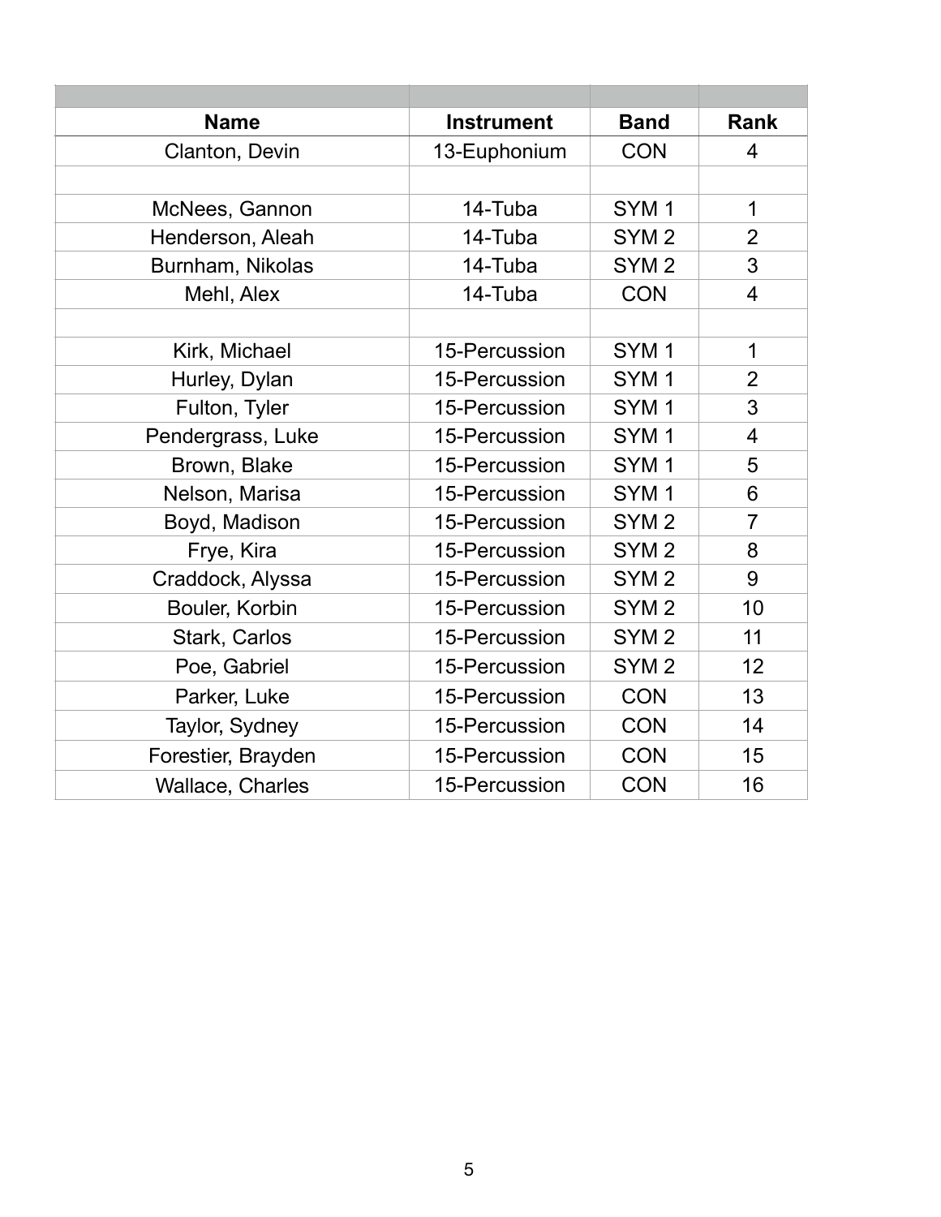| Name | Instrument | Band | Rank |
|---|---|---|---|
| Clanton, Devin | 13-Euphonium | CON | 4 |
| | | | |
| McNees, Gannon | 14-Tuba | SYM 1 | 1 |
| Henderson, Aleah | 14-Tuba | SYM 2 | 2 |
| Burnham, Nikolas | 14-Tuba | SYM 2 | 3 |
| Mehl, Alex | 14-Tuba | CON | 4 |
| | | | |
| Kirk, Michael | 15-Percussion | SYM 1 | 1 |
| Hurley, Dylan | 15-Percussion | SYM 1 | 2 |
| Fulton, Tyler | 15-Percussion | SYM 1 | 3 |
| Pendergrass, Luke | 15-Percussion | SYM 1 | 4 |
| Brown, Blake | 15-Percussion | SYM 1 | 5 |
| Nelson, Marisa | 15-Percussion | SYM 1 | 6 |
| Boyd, Madison | 15-Percussion | SYM 2 | 7 |
| Frye, Kira | 15-Percussion | SYM 2 | 8 |
| Craddock, Alyssa | 15-Percussion | SYM 2 | 9 |
| Bouler, Korbin | 15-Percussion | SYM 2 | 10 |
| Stark, Carlos | 15-Percussion | SYM 2 | 11 |
| Poe, Gabriel | 15-Percussion | SYM 2 | 12 |
| Parker, Luke | 15-Percussion | CON | 13 |
| Taylor, Sydney | 15-Percussion | CON | 14 |
| Forestier, Brayden | 15-Percussion | CON | 15 |
| Wallace, Charles | 15-Percussion | CON | 16 |